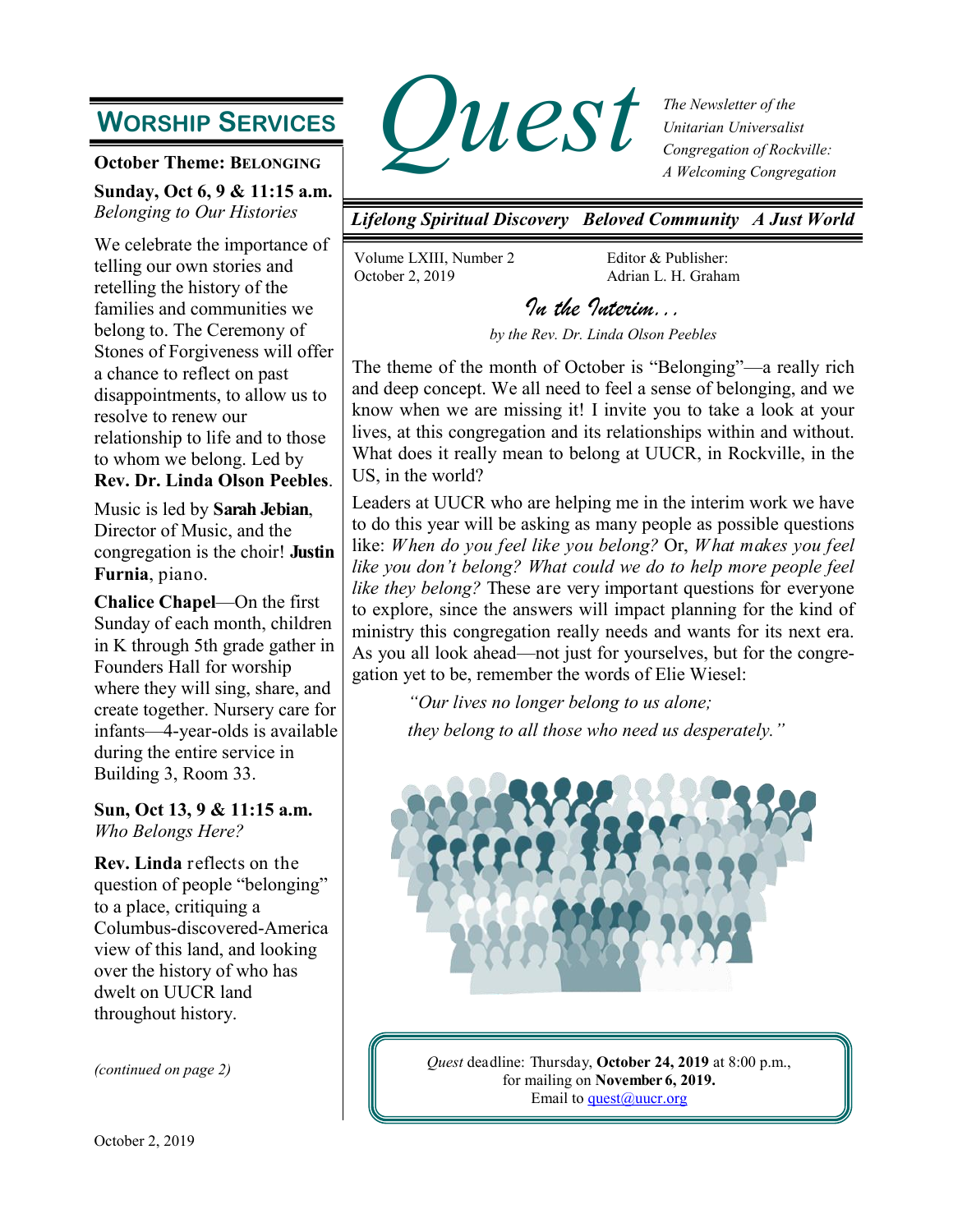# Quest

*The Newsletter of the Unitarian Universalist Congregation of Rockville: A Welcoming Congregation*

***Lifelong Spiritual Discovery   Beloved Community   A Just World***

Volume LXIII, Number 2
October 2, 2019

Editor & Publisher:
Adrian L. H. Graham

## In the Interim...

*by the Rev. Dr. Linda Olson Peebles*

The theme of the month of October is "Belonging"—a really rich and deep concept. We all need to feel a sense of belonging, and we know when we are missing it! I invite you to take a look at your lives, at this congregation and its relationships within and without. What does it really mean to belong at UUCR, in Rockville, in the US, in the world?

Leaders at UUCR who are helping me in the interim work we have to do this year will be asking as many people as possible questions like: *When do you feel like you belong?* Or, *What makes you feel like you don't belong? What could we do to help more people feel like they belong?* These are very important questions for everyone to explore, since the answers will impact planning for the kind of ministry this congregation really needs and wants for its next era. As you all look ahead—not just for yourselves, but for the congregation yet to be, remember the words of Elie Wiesel:

> *"Our lives no longer belong to us alone;*
> *they belong to all those who need us desperately."*

*Quest* deadline: Thursday, **October 24, 2019** at 8:00 p.m., for mailing on **November 6, 2019.** Email to quest@uucr.org

## Worship Services

**October Theme: Belonging**

**Sunday, Oct 6, 9 & 11:15 a.m.**
*Belonging to Our Histories*

We celebrate the importance of telling our own stories and retelling the history of the families and communities we belong to. The Ceremony of Stones of Forgiveness will offer a chance to reflect on past disappointments, to allow us to resolve to renew our relationship to life and to those to whom we belong. Led by **Rev. Dr. Linda Olson Peebles**.

Music is led by **Sarah Jebian**, Director of Music, and the congregation is the choir! **Justin Furnia**, piano.

**Chalice Chapel**—On the first Sunday of each month, children in K through 5th grade gather in Founders Hall for worship where they will sing, share, and create together. Nursery care for infants—4-year-olds is available during the entire service in Building 3, Room 33.

**Sun, Oct 13, 9 & 11:15 a.m.**
*Who Belongs Here?*

**Rev. Linda** reflects on the question of people "belonging" to a place, critiquing a Columbus-discovered-America view of this land, and looking over the history of who has dwelt on UUCR land throughout history.

*(continued on page 2)*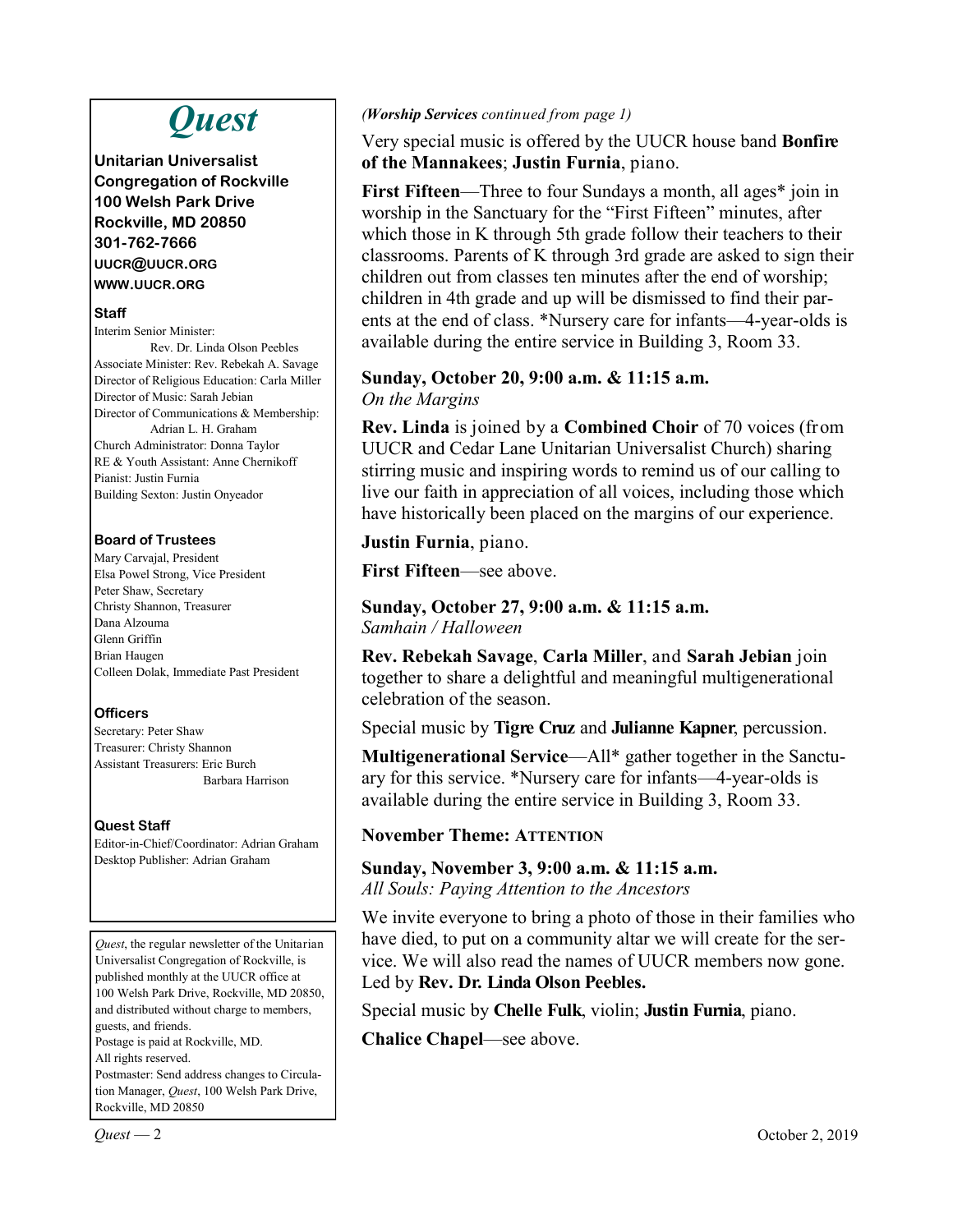# Quest

**Unitarian Universalist Congregation of Rockville**
**100 Welsh Park Drive**
**Rockville, MD 20850**
**301-762-7666**
**UUCR@UUCR.ORG**
**WWW.UUCR.ORG**

### Staff

Interim Senior Minister: Rev. Dr. Linda Olson Peebles
Associate Minister: Rev. Rebekah A. Savage
Director of Religious Education: Carla Miller
Director of Music: Sarah Jebian
Director of Communications & Membership: Adrian L. H. Graham
Church Administrator: Donna Taylor
RE & Youth Assistant: Anne Chernikoff
Pianist: Justin Furnia
Building Sexton: Justin Onyeador

### Board of Trustees

Mary Carvajal, President
Elsa Powel Strong, Vice President
Peter Shaw, Secretary
Christy Shannon, Treasurer
Dana Alzouma
Glenn Griffin
Brian Haugen
Colleen Dolak, Immediate Past President

### Officers

Secretary: Peter Shaw
Treasurer: Christy Shannon
Assistant Treasurers: Eric Burch
Barbara Harrison

### Quest Staff

Editor-in-Chief/Coordinator: Adrian Graham
Desktop Publisher: Adrian Graham

*Quest*, the regular newsletter of the Unitarian Universalist Congregation of Rockville, is published monthly at the UUCR office at 100 Welsh Park Drive, Rockville, MD 20850, and distributed without charge to members, guests, and friends.
Postage is paid at Rockville, MD.
All rights reserved.
Postmaster: Send address changes to Circulation Manager, *Quest*, 100 Welsh Park Drive, Rockville, MD 20850

*(**Worship Services** continued from page 1)*

Very special music is offered by the UUCR house band **Bonfire of the Mannakees**; **Justin Furnia**, piano.

**First Fifteen**—Three to four Sundays a month, all ages* join in worship in the Sanctuary for the "First Fifteen" minutes, after which those in K through 5th grade follow their teachers to their classrooms. Parents of K through 3rd grade are asked to sign their children out from classes ten minutes after the end of worship; children in 4th grade and up will be dismissed to find their parents at the end of class. *Nursery care for infants—4-year-olds is available during the entire service in Building 3, Room 33.

**Sunday, October 20, 9:00 a.m. & 11:15 a.m.**
*On the Margins*

**Rev. Linda** is joined by a **Combined Choir** of 70 voices (from UUCR and Cedar Lane Unitarian Universalist Church) sharing stirring music and inspiring words to remind us of our calling to live our faith in appreciation of all voices, including those which have historically been placed on the margins of our experience.

**Justin Furnia**, piano.

**First Fifteen**—see above.

**Sunday, October 27, 9:00 a.m. & 11:15 a.m.**
*Samhain / Halloween*

**Rev. Rebekah Savage**, **Carla Miller**, and **Sarah Jebian** join together to share a delightful and meaningful multigenerational celebration of the season.

Special music by **Tigre Cruz** and **Julianne Kapner**, percussion.

**Multigenerational Service**—All* gather together in the Sanctuary for this service. *Nursery care for infants—4-year-olds is available during the entire service in Building 3, Room 33.

**November Theme: ATTENTION**

**Sunday, November 3, 9:00 a.m. & 11:15 a.m.**
*All Souls: Paying Attention to the Ancestors*

We invite everyone to bring a photo of those in their families who have died, to put on a community altar we will create for the service. We will also read the names of UUCR members now gone. Led by **Rev. Dr. Linda Olson Peebles.**

Special music by **Chelle Fulk**, violin; **Justin Furnia**, piano.

**Chalice Chapel**—see above.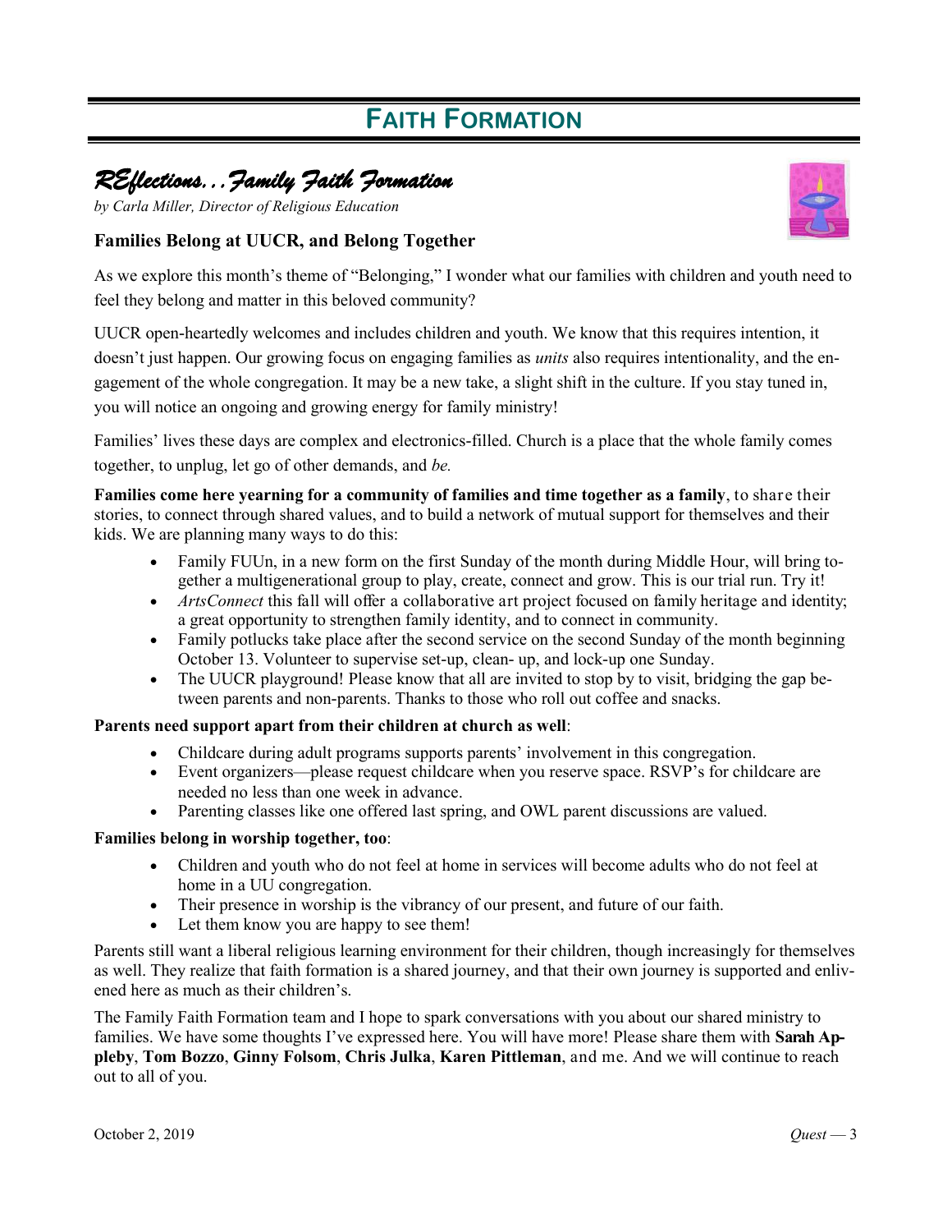# FAITH FORMATION

## *REflections…Family Faith Formation*

*by Carla Miller, Director of Religious Education*

### Families Belong at UUCR, and Belong Together

As we explore this month's theme of "Belonging," I wonder what our families with children and youth need to feel they belong and matter in this beloved community?

UUCR open-heartedly welcomes and includes children and youth. We know that this requires intention, it doesn't just happen. Our growing focus on engaging families as *units* also requires intentionality, and the engagement of the whole congregation. It may be a new take, a slight shift in the culture. If you stay tuned in, you will notice an ongoing and growing energy for family ministry!

Families' lives these days are complex and electronics-filled. Church is a place that the whole family comes together, to unplug, let go of other demands, and *be.*

**Families come here yearning for a community of families and time together as a family**, to share their stories, to connect through shared values, and to build a network of mutual support for themselves and their kids. We are planning many ways to do this:

- Family FUUn, in a new form on the first Sunday of the month during Middle Hour, will bring together a multigenerational group to play, create, connect and grow. This is our trial run. Try it!
- *ArtsConnect* this fall will offer a collaborative art project focused on family heritage and identity; a great opportunity to strengthen family identity, and to connect in community.
- Family potlucks take place after the second service on the second Sunday of the month beginning October 13. Volunteer to supervise set-up, clean- up, and lock-up one Sunday.
- The UUCR playground! Please know that all are invited to stop by to visit, bridging the gap between parents and non-parents. Thanks to those who roll out coffee and snacks.

**Parents need support apart from their children at church as well**:

- Childcare during adult programs supports parents' involvement in this congregation.
- Event organizers—please request childcare when you reserve space. RSVP's for childcare are needed no less than one week in advance.
- Parenting classes like one offered last spring, and OWL parent discussions are valued.

**Families belong in worship together, too**:

- Children and youth who do not feel at home in services will become adults who do not feel at home in a UU congregation.
- Their presence in worship is the vibrancy of our present, and future of our faith.
- Let them know you are happy to see them!

Parents still want a liberal religious learning environment for their children, though increasingly for themselves as well. They realize that faith formation is a shared journey, and that their own journey is supported and enlivened here as much as their children's.

The Family Faith Formation team and I hope to spark conversations with you about our shared ministry to families. We have some thoughts I've expressed here. You will have more! Please share them with **Sarah Appleby**, **Tom Bozzo**, **Ginny Folsom**, **Chris Julka**, **Karen Pittleman**, and me. And we will continue to reach out to all of you.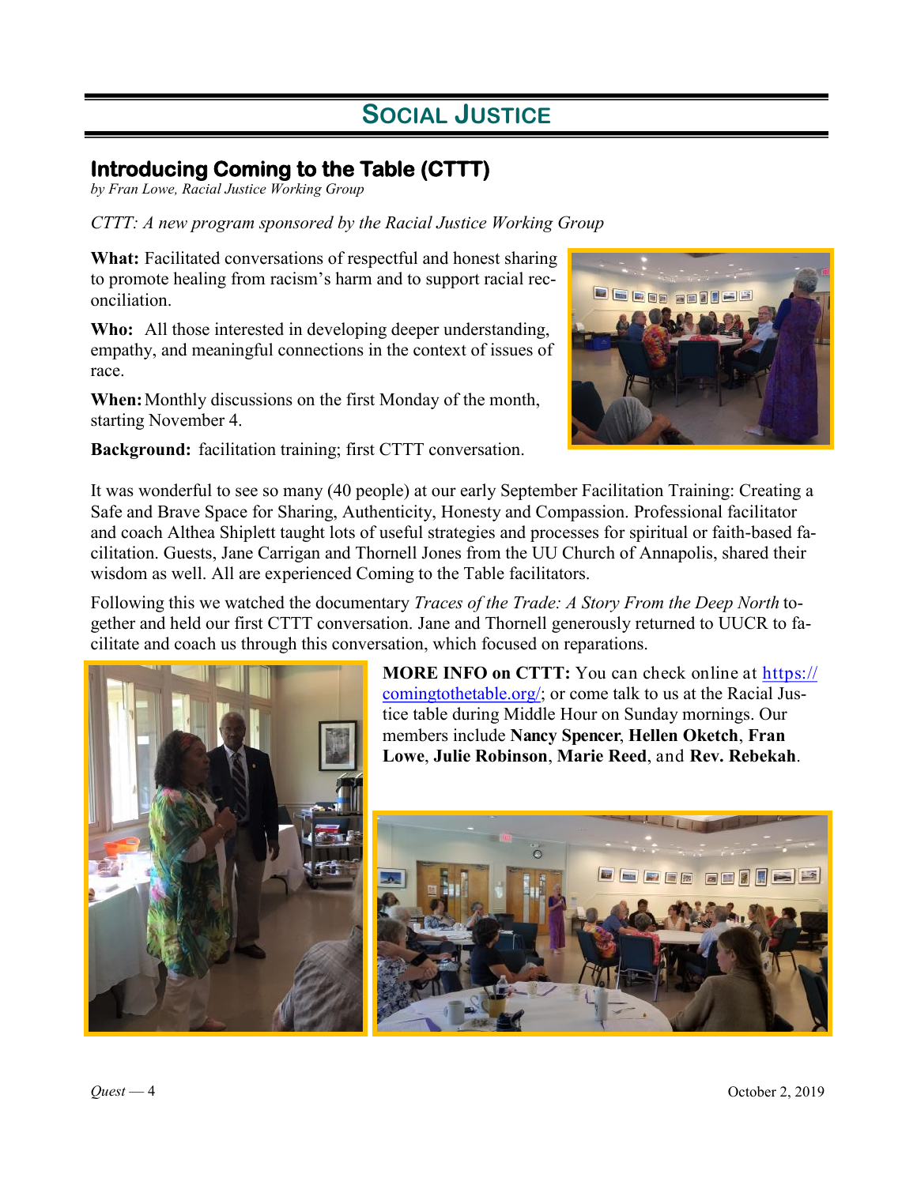# SOCIAL JUSTICE

## Introducing Coming to the Table (CTTT)

*by Fran Lowe, Racial Justice Working Group*

*CTTT: A new program sponsored by the Racial Justice Working Group*

**What:** Facilitated conversations of respectful and honest sharing to promote healing from racism's harm and to support racial reconciliation.

**Who:** All those interested in developing deeper understanding, empathy, and meaningful connections in the context of issues of race.

**When:** Monthly discussions on the first Monday of the month, starting November 4.

**Background:** facilitation training; first CTTT conversation.

It was wonderful to see so many (40 people) at our early September Facilitation Training: Creating a Safe and Brave Space for Sharing, Authenticity, Honesty and Compassion. Professional facilitator and coach Althea Shiplett taught lots of useful strategies and processes for spiritual or faith-based facilitation. Guests, Jane Carrigan and Thornell Jones from the UU Church of Annapolis, shared their wisdom as well. All are experienced Coming to the Table facilitators.

Following this we watched the documentary *Traces of the Trade: A Story From the Deep North* together and held our first CTTT conversation. Jane and Thornell generously returned to UUCR to facilitate and coach us through this conversation, which focused on reparations.

**MORE INFO on CTTT:** You can check online at https://comingtothetable.org/; or come talk to us at the Racial Justice table during Middle Hour on Sunday mornings. Our members include **Nancy Spencer**, **Hellen Oketch**, **Fran Lowe**, **Julie Robinson**, **Marie Reed**, and **Rev. Rebekah**.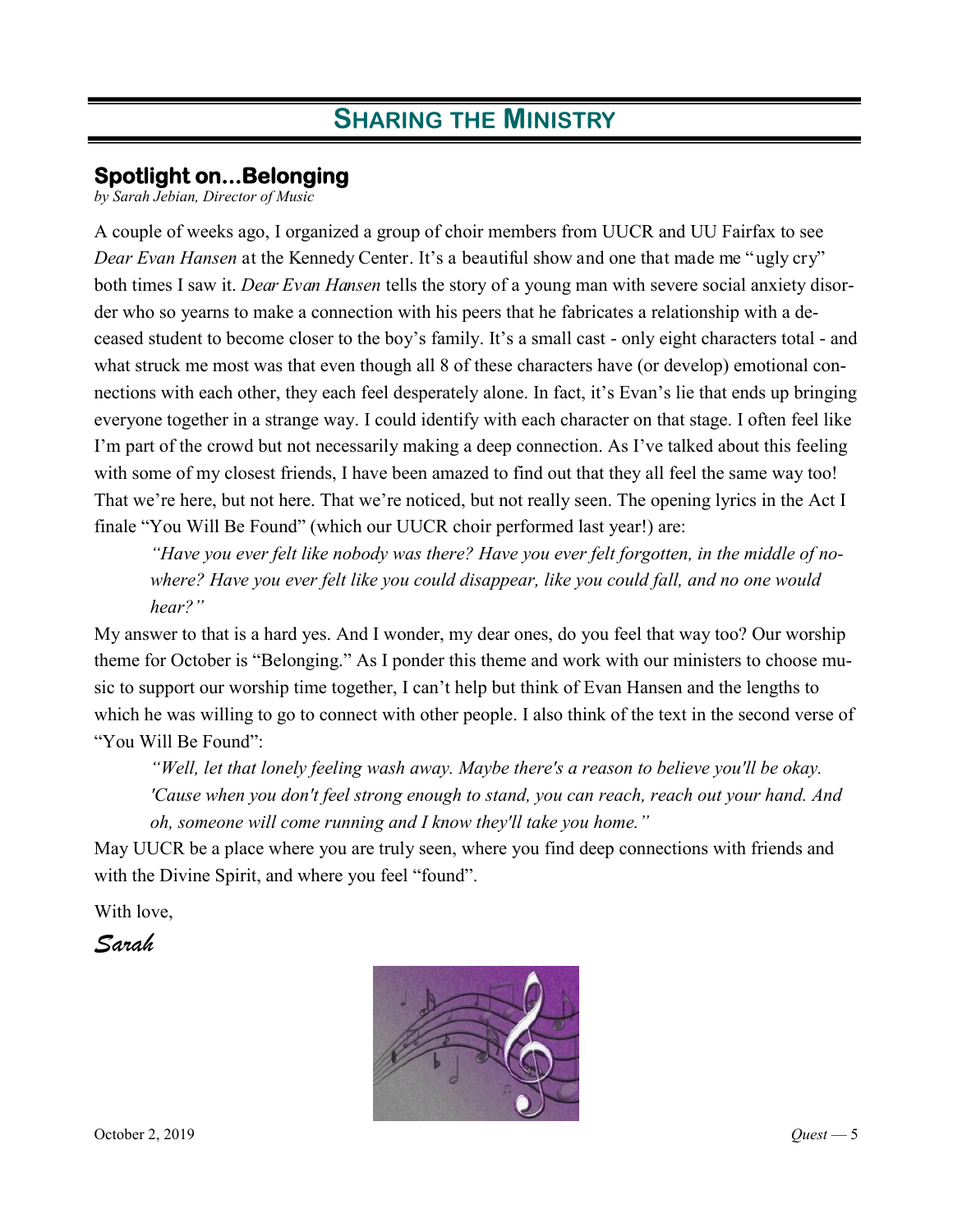# Sharing the Ministry

## Spotlight on…Belonging

*by Sarah Jebian, Director of Music*

A couple of weeks ago, I organized a group of choir members from UUCR and UU Fairfax to see *Dear Evan Hansen* at the Kennedy Center. It's a beautiful show and one that made me "ugly cry" both times I saw it. *Dear Evan Hansen* tells the story of a young man with severe social anxiety disorder who so yearns to make a connection with his peers that he fabricates a relationship with a deceased student to become closer to the boy's family. It's a small cast - only eight characters total - and what struck me most was that even though all 8 of these characters have (or develop) emotional connections with each other, they each feel desperately alone. In fact, it's Evan's lie that ends up bringing everyone together in a strange way. I could identify with each character on that stage. I often feel like I'm part of the crowd but not necessarily making a deep connection. As I've talked about this feeling with some of my closest friends, I have been amazed to find out that they all feel the same way too! That we're here, but not here. That we're noticed, but not really seen. The opening lyrics in the Act I finale "You Will Be Found" (which our UUCR choir performed last year!) are:

> *"Have you ever felt like nobody was there? Have you ever felt forgotten, in the middle of nowhere? Have you ever felt like you could disappear, like you could fall, and no one would hear?"*

My answer to that is a hard yes. And I wonder, my dear ones, do you feel that way too? Our worship theme for October is "Belonging." As I ponder this theme and work with our ministers to choose music to support our worship time together, I can't help but think of Evan Hansen and the lengths to which he was willing to go to connect with other people. I also think of the text in the second verse of "You Will Be Found":

> *"Well, let that lonely feeling wash away. Maybe there's a reason to believe you'll be okay. 'Cause when you don't feel strong enough to stand, you can reach, reach out your hand. And oh, someone will come running and I know they'll take you home."*

May UUCR be a place where you are truly seen, where you find deep connections with friends and with the Divine Spirit, and where you feel "found".

With love,

*Sarah*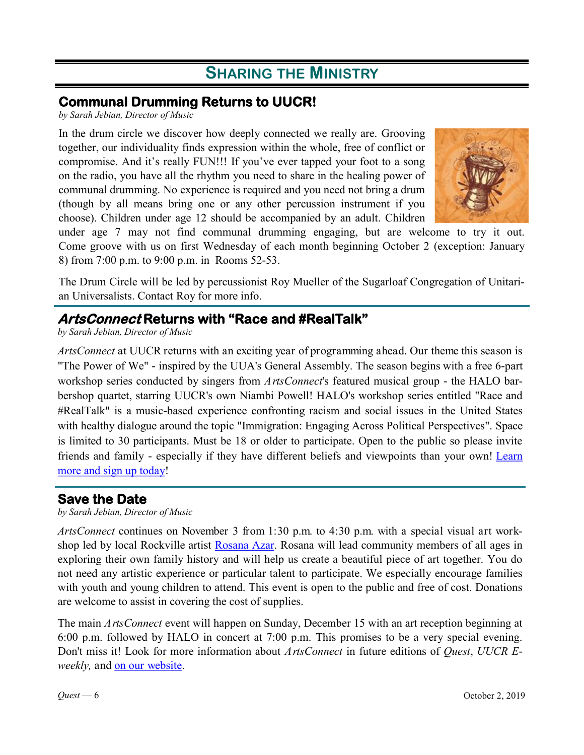# Sharing the Ministry

## Communal Drumming Returns to UUCR!

*by Sarah Jebian, Director of Music*

In the drum circle we discover how deeply connected we really are. Grooving together, our individuality finds expression within the whole, free of conflict or compromise. And it's really FUN!!! If you've ever tapped your foot to a song on the radio, you have all the rhythm you need to share in the healing power of communal drumming. No experience is required and you need not bring a drum (though by all means bring one or any other percussion instrument if you choose). Children under age 12 should be accompanied by an adult. Children under age 7 may not find communal drumming engaging, but are welcome to try it out. Come groove with us on first Wednesday of each month beginning October 2 (exception: January 8) from 7:00 p.m. to 9:00 p.m. in Rooms 52-53.

The Drum Circle will be led by percussionist Roy Mueller of the Sugarloaf Congregation of Unitarian Universalists. Contact Roy for more info.

## *ArtsConnect* Returns with "Race and #RealTalk"

*by Sarah Jebian, Director of Music*

*ArtsConnect* at UUCR returns with an exciting year of programming ahead. Our theme this season is "The Power of We" - inspired by the UUA's General Assembly. The season begins with a free 6-part workshop series conducted by singers from *ArtsConnect*'s featured musical group - the HALO barbershop quartet, starring UUCR's own Niambi Powell! HALO's workshop series entitled "Race and #RealTalk" is a music-based experience confronting racism and social issues in the United States with healthy dialogue around the topic "Immigration: Engaging Across Political Perspectives". Space is limited to 30 participants. Must be 18 or older to participate. Open to the public so please invite friends and family - especially if they have different beliefs and viewpoints than your own! Learn more and sign up today!

## Save the Date

*by Sarah Jebian, Director of Music*

*ArtsConnect* continues on November 3 from 1:30 p.m. to 4:30 p.m. with a special visual art workshop led by local Rockville artist Rosana Azar. Rosana will lead community members of all ages in exploring their own family history and will help us create a beautiful piece of art together. You do not need any artistic experience or particular talent to participate. We especially encourage families with youth and young children to attend. This event is open to the public and free of cost. Donations are welcome to assist in covering the cost of supplies.

The main *ArtsConnect* event will happen on Sunday, December 15 with an art reception beginning at 6:00 p.m. followed by HALO in concert at 7:00 p.m. This promises to be a very special evening. Don't miss it! Look for more information about *ArtsConnect* in future editions of *Quest*, *UUCR E-weekly,* and on our website.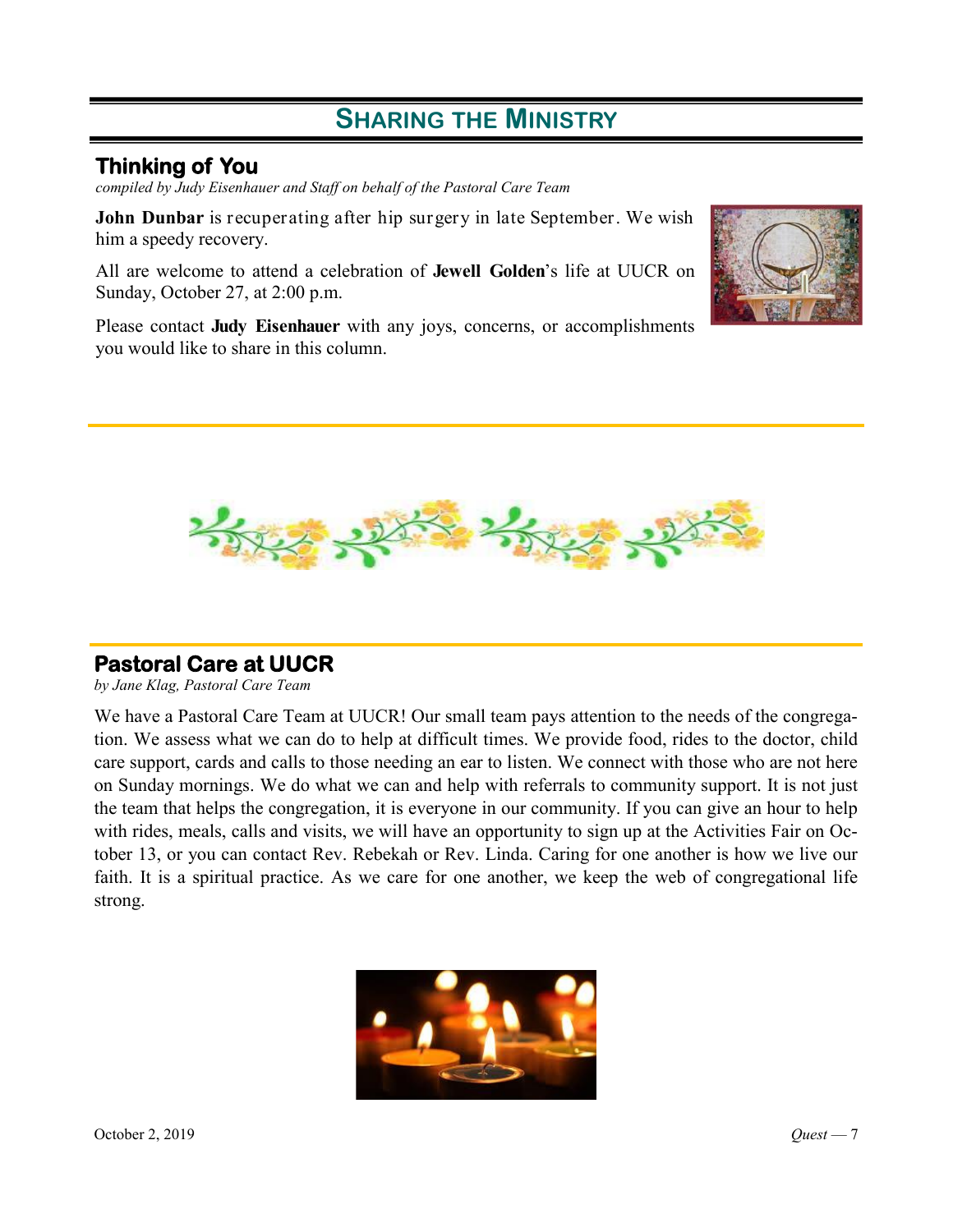# Sharing the Ministry

## Thinking of You

*compiled by Judy Eisenhauer and Staff on behalf of the Pastoral Care Team*

**John Dunbar** is recuperating after hip surgery in late September. We wish him a speedy recovery.

All are welcome to attend a celebration of **Jewell Golden**'s life at UUCR on Sunday, October 27, at 2:00 p.m.

Please contact **Judy Eisenhauer** with any joys, concerns, or accomplishments you would like to share in this column.

## Pastoral Care at UUCR

*by Jane Klag, Pastoral Care Team*

We have a Pastoral Care Team at UUCR! Our small team pays attention to the needs of the congregation. We assess what we can do to help at difficult times. We provide food, rides to the doctor, child care support, cards and calls to those needing an ear to listen. We connect with those who are not here on Sunday mornings. We do what we can and help with referrals to community support. It is not just the team that helps the congregation, it is everyone in our community. If you can give an hour to help with rides, meals, calls and visits, we will have an opportunity to sign up at the Activities Fair on October 13, or you can contact Rev. Rebekah or Rev. Linda. Caring for one another is how we live our faith. It is a spiritual practice. As we care for one another, we keep the web of congregational life strong.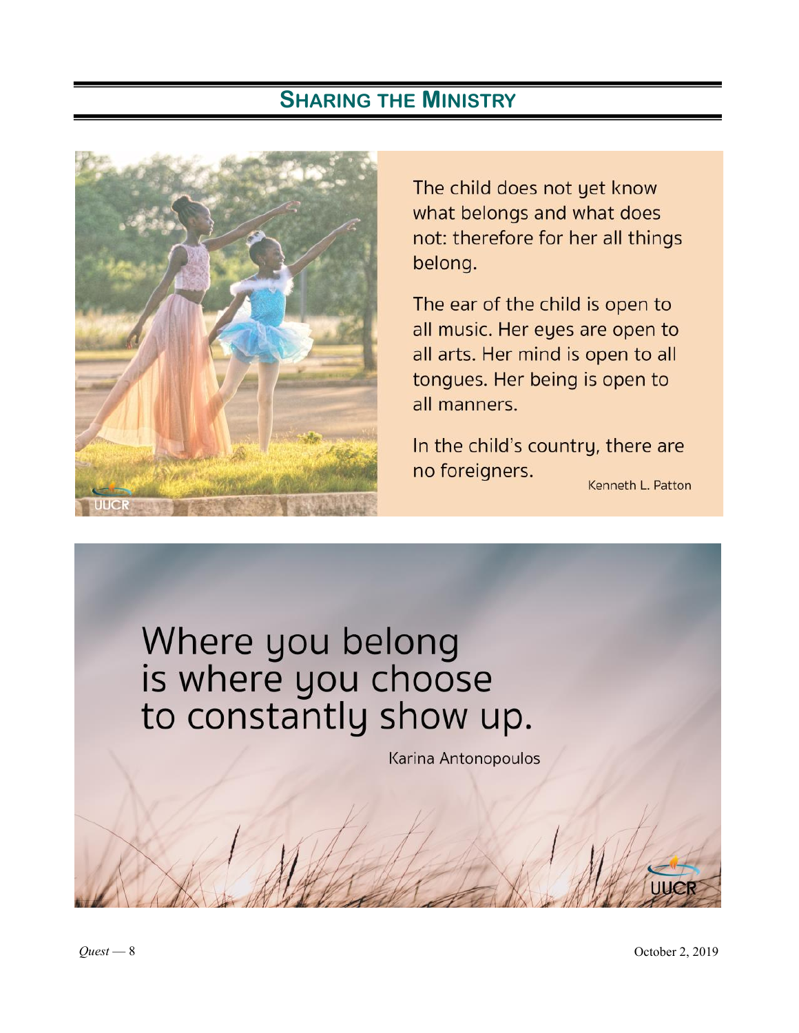## Sharing the Ministry

The child does not yet know what belongs and what does not: therefore for her all things belong.

The ear of the child is open to all music. Her eyes are open to all arts. Her mind is open to all tongues. Her being is open to all manners.

In the child's country, there are no foreigners.

Kenneth L. Patton

Where you belong is where you choose to constantly show up.

Karina Antonopoulos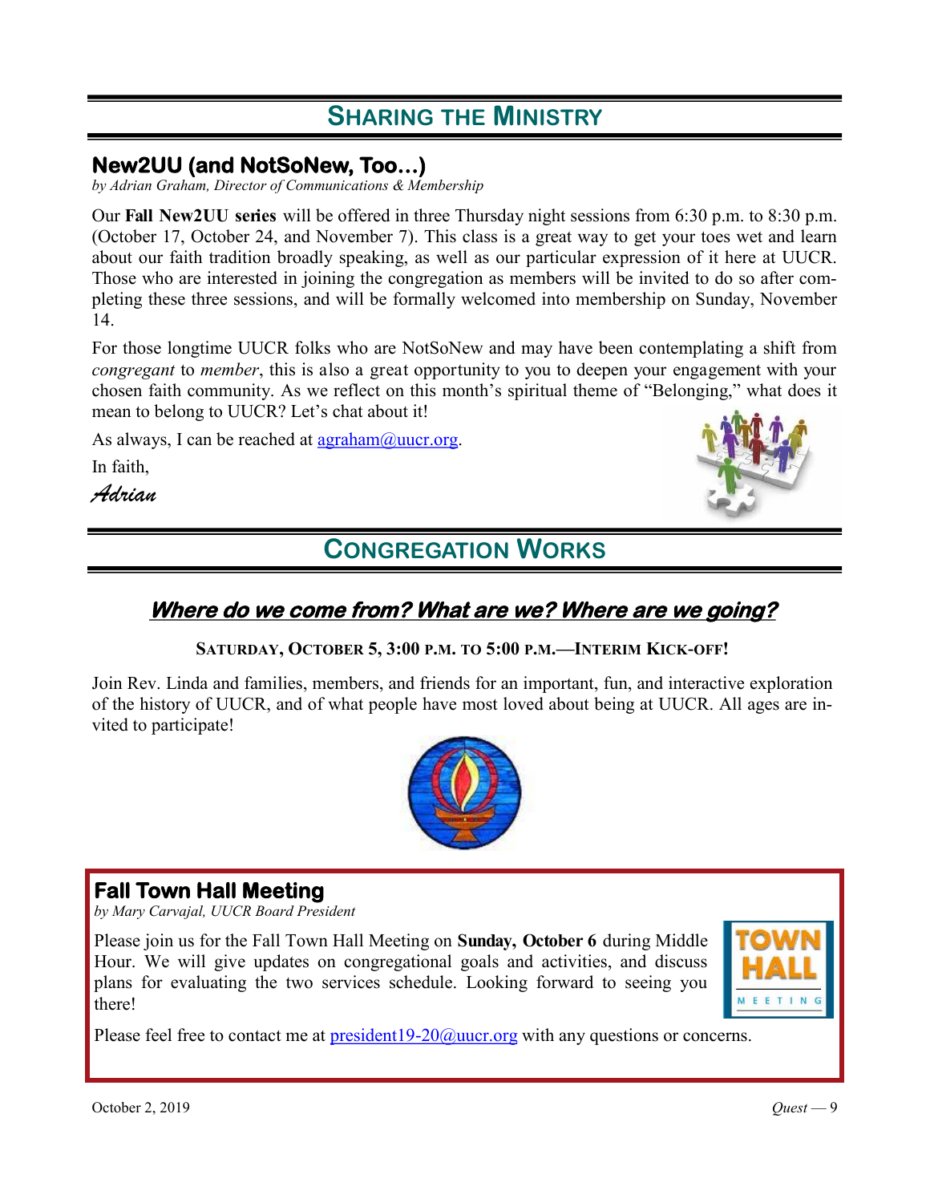# Sharing the Ministry

## New2UU (and NotSoNew, Too…)

*by Adrian Graham, Director of Communications & Membership*

Our **Fall New2UU series** will be offered in three Thursday night sessions from 6:30 p.m. to 8:30 p.m. (October 17, October 24, and November 7). This class is a great way to get your toes wet and learn about our faith tradition broadly speaking, as well as our particular expression of it here at UUCR. Those who are interested in joining the congregation as members will be invited to do so after completing these three sessions, and will be formally welcomed into membership on Sunday, November 14.

For those longtime UUCR folks who are NotSoNew and may have been contemplating a shift from *congregant* to *member*, this is also a great opportunity to you to deepen your engagement with your chosen faith community. As we reflect on this month's spiritual theme of "Belonging," what does it mean to belong to UUCR? Let's chat about it!

As always, I can be reached at agraham@uucr.org.

In faith,

*Adrian*

# Congregation Works

## *Where do we come from? What are we? Where are we going?*

**Saturday, October 5, 3:00 p.m. to 5:00 p.m.—Interim Kick-off!**

Join Rev. Linda and families, members, and friends for an important, fun, and interactive exploration of the history of UUCR, and of what people have most loved about being at UUCR. All ages are invited to participate!

## Fall Town Hall Meeting

*by Mary Carvajal, UUCR Board President*

Please join us for the Fall Town Hall Meeting on **Sunday, October 6** during Middle Hour. We will give updates on congregational goals and activities, and discuss plans for evaluating the two services schedule. Looking forward to seeing you there!

Please feel free to contact me at president19-20@uucr.org with any questions or concerns.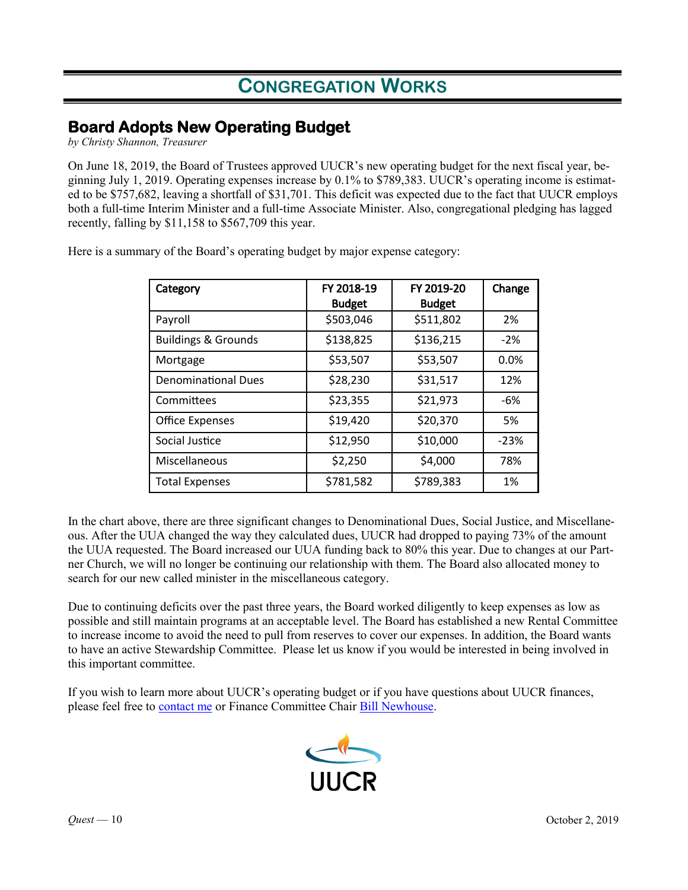# CONGREGATION WORKS

## Board Adopts New Operating Budget

*by Christy Shannon, Treasurer*

On June 18, 2019, the Board of Trustees approved UUCR's new operating budget for the next fiscal year, beginning July 1, 2019. Operating expenses increase by 0.1% to $789,383. UUCR's operating income is estimated to be $757,682, leaving a shortfall of $31,701. This deficit was expected due to the fact that UUCR employs both a full-time Interim Minister and a full-time Associate Minister. Also, congregational pledging has lagged recently, falling by $11,158 to $567,709 this year.

Here is a summary of the Board's operating budget by major expense category:

| Category | FY 2018-19 Budget | FY 2019-20 Budget | Change |
|---|---|---|---|
| Payroll | $503,046 | $511,802 | 2% |
| Buildings & Grounds | $138,825 | $136,215 | -2% |
| Mortgage | $53,507 | $53,507 | 0.0% |
| Denominational Dues | $28,230 | $31,517 | 12% |
| Committees | $23,355 | $21,973 | -6% |
| Office Expenses | $19,420 | $20,370 | 5% |
| Social Justice | $12,950 | $10,000 | -23% |
| Miscellaneous | $2,250 | $4,000 | 78% |
| Total Expenses | $781,582 | $789,383 | 1% |

In the chart above, there are three significant changes to Denominational Dues, Social Justice, and Miscellaneous. After the UUA changed the way they calculated dues, UUCR had dropped to paying 73% of the amount the UUA requested. The Board increased our UUA funding back to 80% this year. Due to changes at our Partner Church, we will no longer be continuing our relationship with them. The Board also allocated money to search for our new called minister in the miscellaneous category.

Due to continuing deficits over the past three years, the Board worked diligently to keep expenses as low as possible and still maintain programs at an acceptable level. The Board has established a new Rental Committee to increase income to avoid the need to pull from reserves to cover our expenses. In addition, the Board wants to have an active Stewardship Committee. Please let us know if you would be interested in being involved in this important committee.

If you wish to learn more about UUCR's operating budget or if you have questions about UUCR finances, please feel free to contact me or Finance Committee Chair Bill Newhouse.

UUCR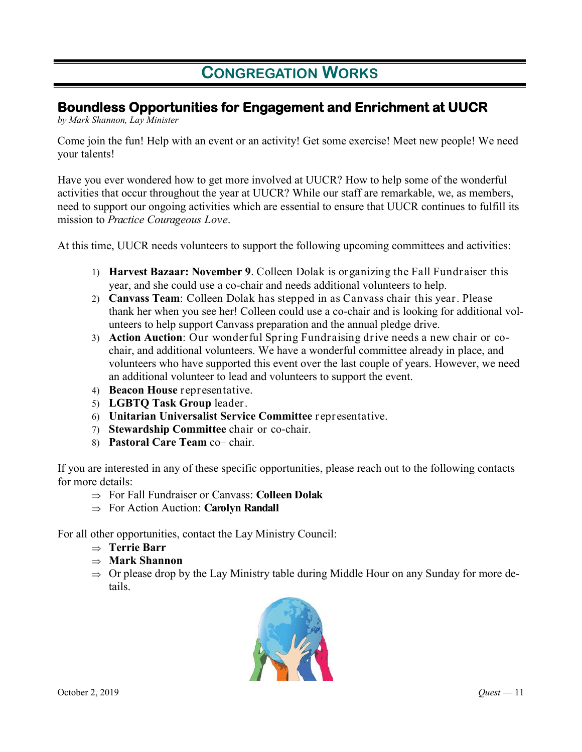# Congregation Works

## Boundless Opportunities for Engagement and Enrichment at UUCR

*by Mark Shannon, Lay Minister*

Come join the fun! Help with an event or an activity! Get some exercise! Meet new people! We need your talents!

Have you ever wondered how to get more involved at UUCR? How to help some of the wonderful activities that occur throughout the year at UUCR? While our staff are remarkable, we, as members, need to support our ongoing activities which are essential to ensure that UUCR continues to fulfill its mission to *Practice Courageous Love*.

At this time, UUCR needs volunteers to support the following upcoming committees and activities:

1) **Harvest Bazaar: November 9**. Colleen Dolak is organizing the Fall Fundraiser this year, and she could use a co-chair and needs additional volunteers to help.
2) **Canvass Team**: Colleen Dolak has stepped in as Canvass chair this year. Please thank her when you see her! Colleen could use a co-chair and is looking for additional volunteers to help support Canvass preparation and the annual pledge drive.
3) **Action Auction**: Our wonderful Spring Fundraising drive needs a new chair or co-chair, and additional volunteers. We have a wonderful committee already in place, and volunteers who have supported this event over the last couple of years. However, we need an additional volunteer to lead and volunteers to support the event.
4) **Beacon House** representative.
5) **LGBTQ Task Group** leader.
6) **Unitarian Universalist Service Committee** representative.
7) **Stewardship Committee** chair or co-chair.
8) **Pastoral Care Team** co– chair.

If you are interested in any of these specific opportunities, please reach out to the following contacts for more details:

- ⇒ For Fall Fundraiser or Canvass: **Colleen Dolak**
- ⇒ For Action Auction: **Carolyn Randall**

For all other opportunities, contact the Lay Ministry Council:

- ⇒ **Terrie Barr**
- ⇒ **Mark Shannon**
- ⇒ Or please drop by the Lay Ministry table during Middle Hour on any Sunday for more details.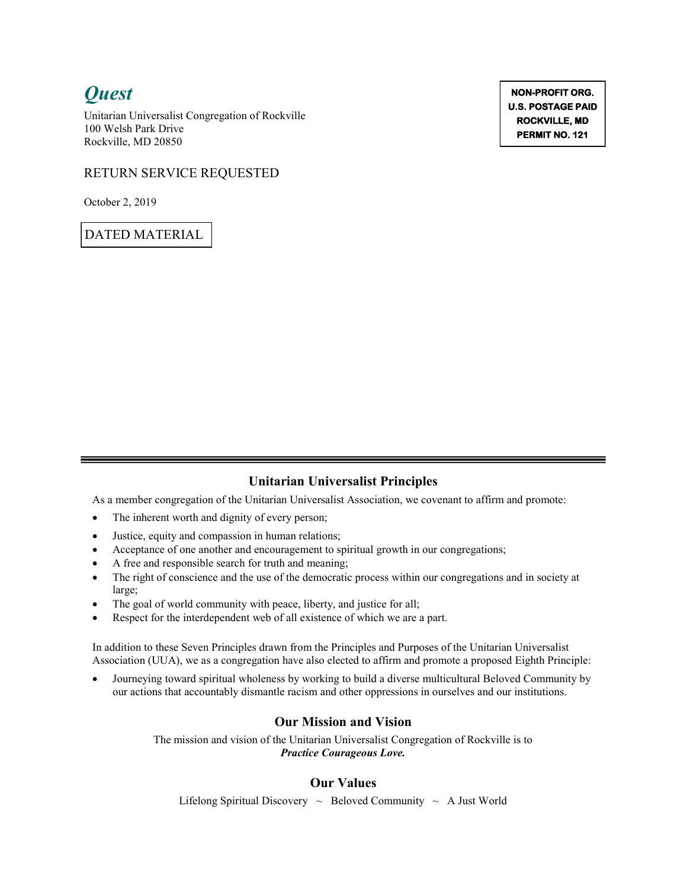# *Quest*

Unitarian Universalist Congregation of Rockville
100 Welsh Park Drive
Rockville, MD 20850

**NON-PROFIT ORG.**
**U.S. POSTAGE PAID**
**ROCKVILLE, MD**
**PERMIT NO. 121**

RETURN SERVICE REQUESTED

October 2, 2019

DATED MATERIAL

---

## Unitarian Universalist Principles

As a member congregation of the Unitarian Universalist Association, we covenant to affirm and promote:

- The inherent worth and dignity of every person;
- Justice, equity and compassion in human relations;
- Acceptance of one another and encouragement to spiritual growth in our congregations;
- A free and responsible search for truth and meaning;
- The right of conscience and the use of the democratic process within our congregations and in society at large;
- The goal of world community with peace, liberty, and justice for all;
- Respect for the interdependent web of all existence of which we are a part.

In addition to these Seven Principles drawn from the Principles and Purposes of the Unitarian Universalist Association (UUA), we as a congregation have also elected to affirm and promote a proposed Eighth Principle:

- Journeying toward spiritual wholeness by working to build a diverse multicultural Beloved Community by our actions that accountably dismantle racism and other oppressions in ourselves and our institutions.

## Our Mission and Vision

The mission and vision of the Unitarian Universalist Congregation of Rockville is to
***Practice Courageous Love.***

## Our Values

Lifelong Spiritual Discovery ~ Beloved Community ~ A Just World